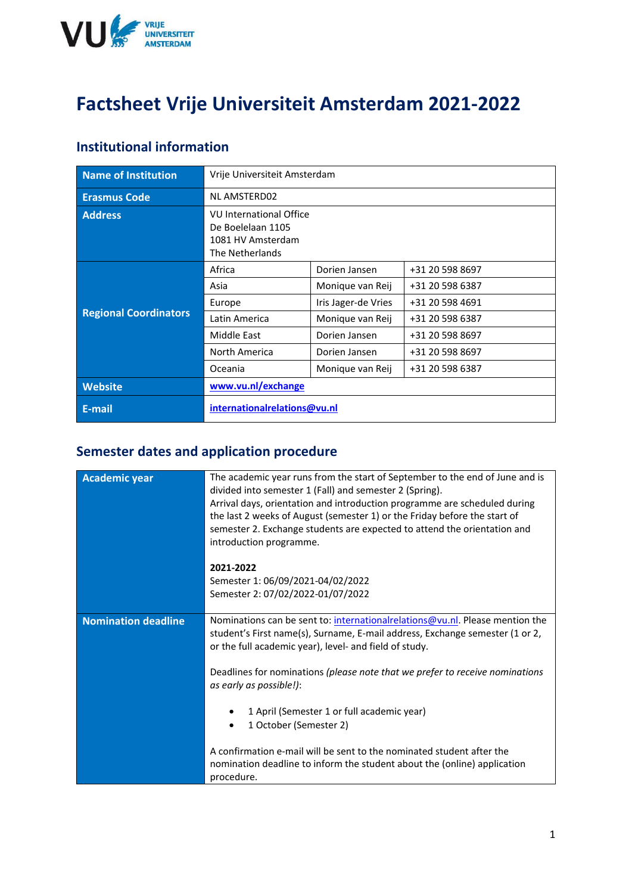# Factsheet Vrije Universiteit Amsterdam 2021-2022

## Institutional information

| | | | |
|---|---|---|---|
| **Name of Institution** | Vrije Universiteit Amsterdam | | |
| **Erasmus Code** | NL AMSTERD02 | | |
| **Address** | VU International Office<br>De Boelelaan 1105<br>1081 HV Amsterdam<br>The Netherlands | | |
| **Regional Coordinators** | Africa | Dorien Jansen | +31 20 598 8697 |
| | Asia | Monique van Reij | +31 20 598 6387 |
| | Europe | Iris Jager-de Vries | +31 20 598 4691 |
| | Latin America | Monique van Reij | +31 20 598 6387 |
| | Middle East | Dorien Jansen | +31 20 598 8697 |
| | North America | Dorien Jansen | +31 20 598 8697 |
| | Oceania | Monique van Reij | +31 20 598 6387 |
| **Website** | **www.vu.nl/exchange** | | |
| **E-mail** | **internationalrelations@vu.nl** | | |

## Semester dates and application procedure

| | |
|---|---|
| **Academic year** | The academic year runs from the start of September to the end of June and is divided into semester 1 (Fall) and semester 2 (Spring).<br>Arrival days, orientation and introduction programme are scheduled during the last 2 weeks of August (semester 1) or the Friday before the start of semester 2. Exchange students are expected to attend the orientation and introduction programme.<br><br>**2021-2022**<br>Semester 1: 06/09/2021-04/02/2022<br>Semester 2: 07/02/2022-01/07/2022 |
| **Nomination deadline** | Nominations can be sent to: internationalrelations@vu.nl. Please mention the student's First name(s), Surname, E-mail address, Exchange semester (1 or 2, or the full academic year), level- and field of study.<br><br>Deadlines for nominations *(please note that we prefer to receive nominations as early as possible!)*:<br><br>• 1 April (Semester 1 or full academic year)<br>• 1 October (Semester 2)<br><br>A confirmation e-mail will be sent to the nominated student after the nomination deadline to inform the student about the (online) application procedure. |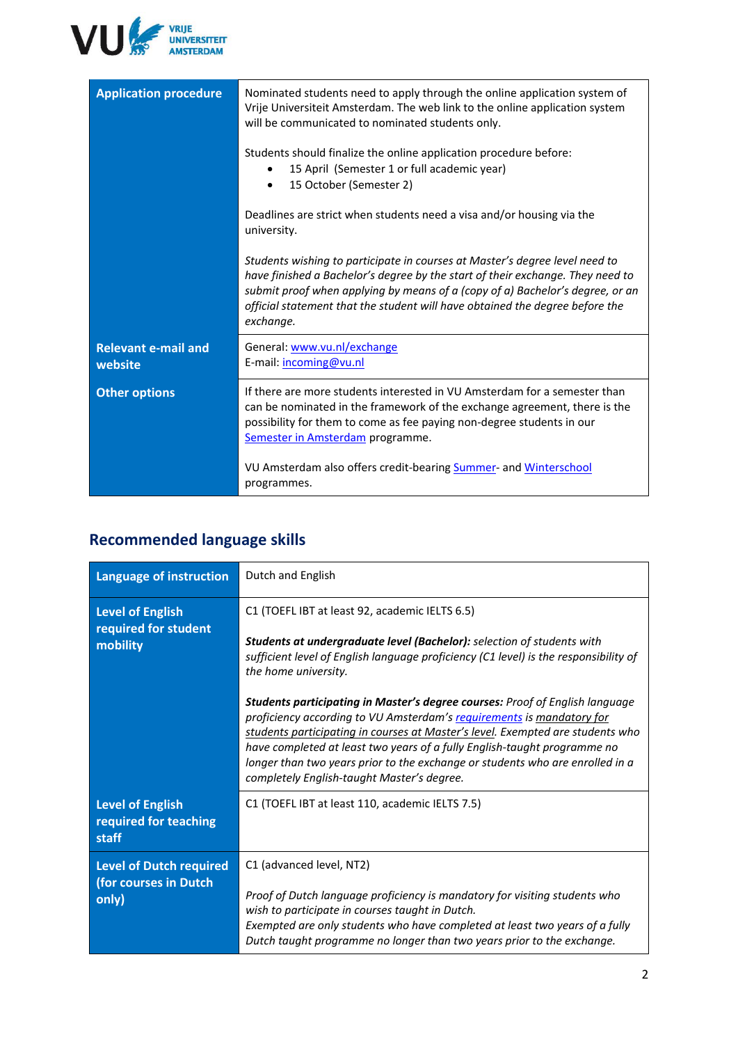| | |
|---|---|
| **Application procedure** | Nominated students need to apply through the online application system of Vrije Universiteit Amsterdam. The web link to the online application system will be communicated to nominated students only.<br><br>Students should finalize the online application procedure before:<br>• 15 April (Semester 1 or full academic year)<br>• 15 October (Semester 2)<br><br>Deadlines are strict when students need a visa and/or housing via the university.<br><br>*Students wishing to participate in courses at Master's degree level need to have finished a Bachelor's degree by the start of their exchange. They need to submit proof when applying by means of a (copy of a) Bachelor's degree, or an official statement that the student will have obtained the degree before the exchange.* |
| **Relevant e-mail and website** | General: www.vu.nl/exchange<br>E-mail: incoming@vu.nl |
| **Other options** | If there are more students interested in VU Amsterdam for a semester than can be nominated in the framework of the exchange agreement, there is the possibility for them to come as fee paying non-degree students in our Semester in Amsterdam programme.<br><br>VU Amsterdam also offers credit-bearing Summer- and Winterschool programmes. |

## Recommended language skills

| | |
|---|---|
| **Language of instruction** | Dutch and English |
| **Level of English required for student mobility** | C1 (TOEFL IBT at least 92, academic IELTS 6.5)<br><br>***Students at undergraduate level (Bachelor):*** *selection of students with sufficient level of English language proficiency (C1 level) is the responsibility of the home university.*<br><br>***Students participating in Master's degree courses:*** *Proof of English language proficiency according to VU Amsterdam's requirements is mandatory for students participating in courses at Master's level. Exempted are students who have completed at least two years of a fully English-taught programme no longer than two years prior to the exchange or students who are enrolled in a completely English-taught Master's degree.* |
| **Level of English required for teaching staff** | C1 (TOEFL IBT at least 110, academic IELTS 7.5) |
| **Level of Dutch required (for courses in Dutch only)** | C1 (advanced level, NT2)<br><br>*Proof of Dutch language proficiency is mandatory for visiting students who wish to participate in courses taught in Dutch.*<br>*Exempted are only students who have completed at least two years of a fully Dutch taught programme no longer than two years prior to the exchange.* |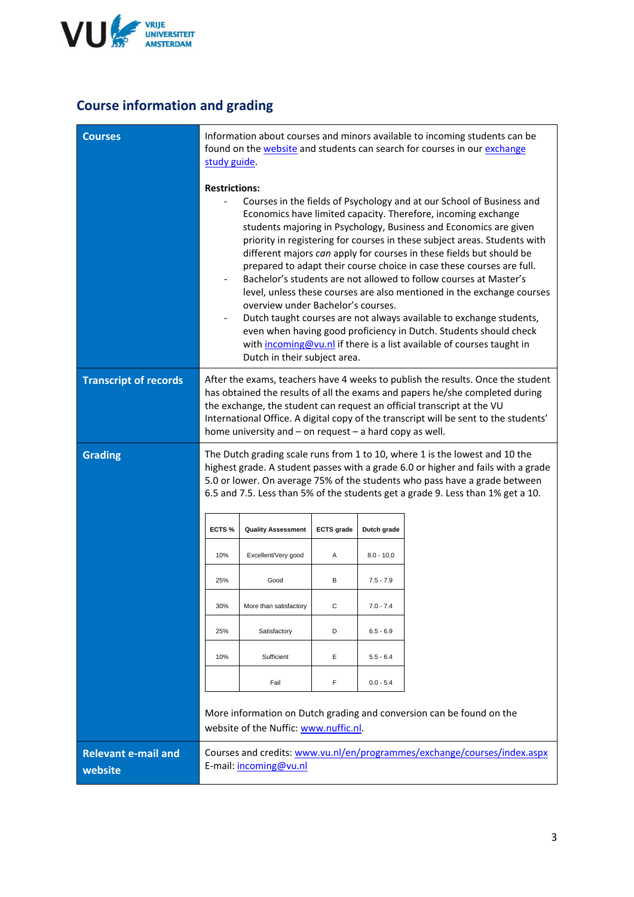## Course information and grading

### Courses

Information about courses and minors available to incoming students can be found on the website and students can search for courses in our exchange study guide.

**Restrictions:**

- Courses in the fields of Psychology and at our School of Business and Economics have limited capacity. Therefore, incoming exchange students majoring in Psychology, Business and Economics are given priority in registering for courses in these subject areas. Students with different majors *can* apply for courses in these fields but should be prepared to adapt their course choice in case these courses are full.
- Bachelor's students are not allowed to follow courses at Master's level, unless these courses are also mentioned in the exchange courses overview under Bachelor's courses.
- Dutch taught courses are not always available to exchange students, even when having good proficiency in Dutch. Students should check with incoming@vu.nl if there is a list available of courses taught in Dutch in their subject area.

### Transcript of records

After the exams, teachers have 4 weeks to publish the results. Once the student has obtained the results of all the exams and papers he/she completed during the exchange, the student can request an official transcript at the VU International Office. A digital copy of the transcript will be sent to the students' home university and – on request – a hard copy as well.

### Grading

The Dutch grading scale runs from 1 to 10, where 1 is the lowest and 10 the highest grade. A student passes with a grade 6.0 or higher and fails with a grade 5.0 or lower. On average 75% of the students who pass have a grade between 6.5 and 7.5. Less than 5% of the students get a grade 9. Less than 1% get a 10.

| ECTS % | Quality Assessment | ECTS grade | Dutch grade |
|---|---|---|---|
| 10% | Excellent/Very good | A | 8.0 - 10.0 |
| 25% | Good | B | 7.5 - 7.9 |
| 30% | More than satisfactory | C | 7.0 - 7.4 |
| 25% | Satisfactory | D | 6.5 - 6.9 |
| 10% | Sufficient | E | 5.5 - 6.4 |
| | Fail | F | 0.0 - 5.4 |

More information on Dutch grading and conversion can be found on the website of the Nuffic: www.nuffic.nl.

### Relevant e-mail and website

Courses and credits: www.vu.nl/en/programmes/exchange/courses/index.aspx
E-mail: incoming@vu.nl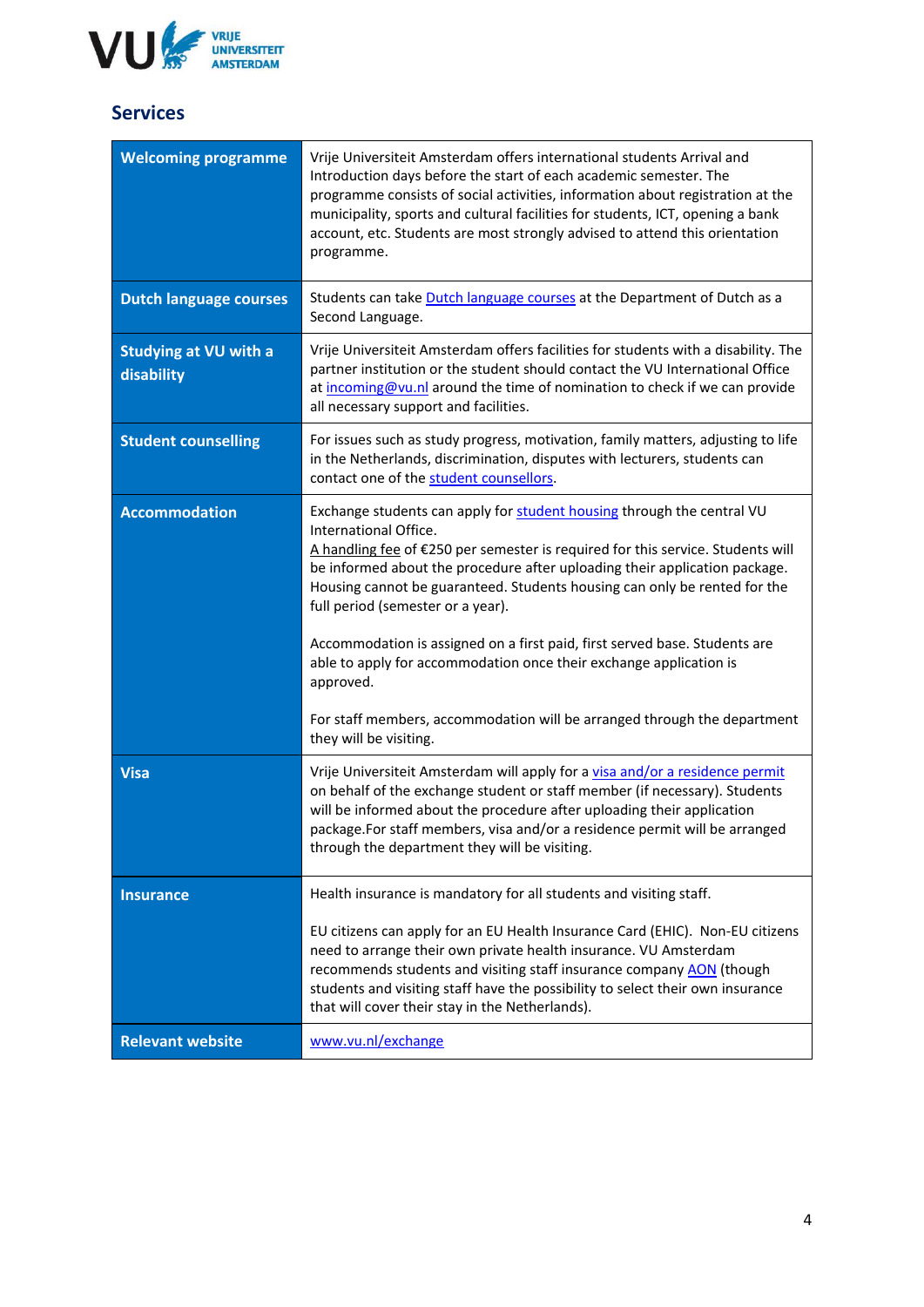## Services

| | |
|---|---|
| **Welcoming programme** | Vrije Universiteit Amsterdam offers international students Arrival and Introduction days before the start of each academic semester. The programme consists of social activities, information about registration at the municipality, sports and cultural facilities for students, ICT, opening a bank account, etc. Students are most strongly advised to attend this orientation programme. |
| **Dutch language courses** | Students can take Dutch language courses at the Department of Dutch as a Second Language. |
| **Studying at VU with a disability** | Vrije Universiteit Amsterdam offers facilities for students with a disability. The partner institution or the student should contact the VU International Office at incoming@vu.nl around the time of nomination to check if we can provide all necessary support and facilities. |
| **Student counselling** | For issues such as study progress, motivation, family matters, adjusting to life in the Netherlands, discrimination, disputes with lecturers, students can contact one of the student counsellors. |
| **Accommodation** | Exchange students can apply for student housing through the central VU International Office.<br>A handling fee of €250 per semester is required for this service. Students will be informed about the procedure after uploading their application package. Housing cannot be guaranteed. Students housing can only be rented for the full period (semester or a year).<br><br>Accommodation is assigned on a first paid, first served base. Students are able to apply for accommodation once their exchange application is approved.<br><br>For staff members, accommodation will be arranged through the department they will be visiting. |
| **Visa** | Vrije Universiteit Amsterdam will apply for a visa and/or a residence permit on behalf of the exchange student or staff member (if necessary). Students will be informed about the procedure after uploading their application package.For staff members, visa and/or a residence permit will be arranged through the department they will be visiting. |
| **Insurance** | Health insurance is mandatory for all students and visiting staff.<br><br>EU citizens can apply for an EU Health Insurance Card (EHIC). Non-EU citizens need to arrange their own private health insurance. VU Amsterdam recommends students and visiting staff insurance company AON (though students and visiting staff have the possibility to select their own insurance that will cover their stay in the Netherlands). |
| **Relevant website** | www.vu.nl/exchange |